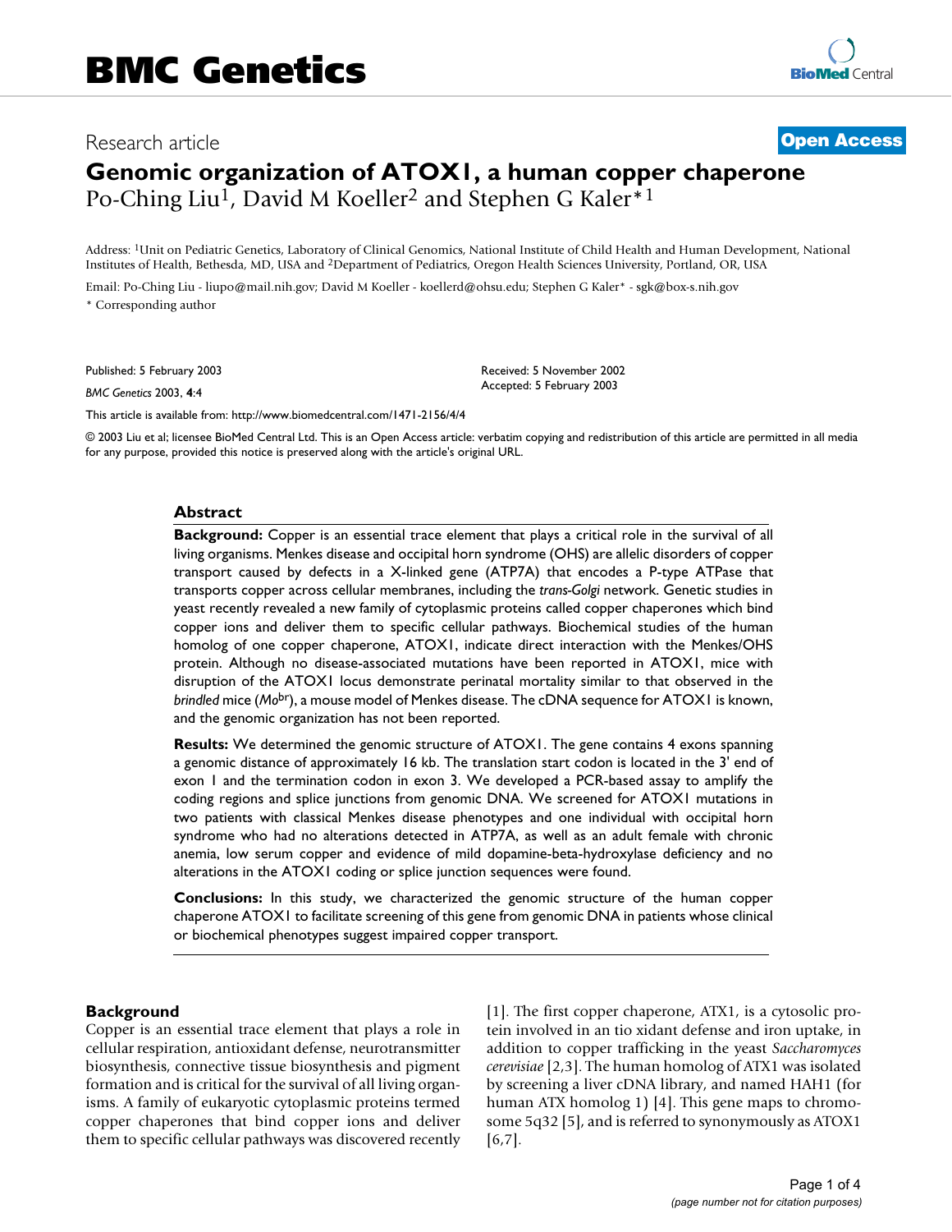# BMC Genetics

Research article

**Open Access**

# Genomic organization of ATOX1, a human copper chaperone

Po-Ching Liu[1], David M Koeller[2] and Stephen G Kaler*[1]

Address: [1]Unit on Pediatric Genetics, Laboratory of Clinical Genomics, National Institute of Child Health and Human Development, National Institutes of Health, Bethesda, MD, USA and [2]Department of Pediatrics, Oregon Health Sciences University, Portland, OR, USA

Email: Po-Ching Liu - liupo@mail.nih.gov; David M Koeller - koellerd@ohsu.edu; Stephen G Kaler* - sgk@box-s.nih.gov

* Corresponding author

Published: 5 February 2003

*BMC Genetics* 2003, **4**:4

Received: 5 November 2002
Accepted: 5 February 2003

This article is available from: http://www.biomedcentral.com/1471-2156/4/4

© 2003 Liu et al; licensee BioMed Central Ltd. This is an Open Access article: verbatim copying and redistribution of this article are permitted in all media for any purpose, provided this notice is preserved along with the article's original URL.

## Abstract

**Background:** Copper is an essential trace element that plays a critical role in the survival of all living organisms. Menkes disease and occipital horn syndrome (OHS) are allelic disorders of copper transport caused by defects in a X-linked gene (ATP7A) that encodes a P-type ATPase that transports copper across cellular membranes, including the *trans-Golgi* network. Genetic studies in yeast recently revealed a new family of cytoplasmic proteins called copper chaperones which bind copper ions and deliver them to specific cellular pathways. Biochemical studies of the human homolog of one copper chaperone, ATOX1, indicate direct interaction with the Menkes/OHS protein. Although no disease-associated mutations have been reported in ATOX1, mice with disruption of the ATOX1 locus demonstrate perinatal mortality similar to that observed in the *brindled* mice (*Mo*$^{br}$), a mouse model of Menkes disease. The cDNA sequence for ATOX1 is known, and the genomic organization has not been reported.

**Results:** We determined the genomic structure of ATOX1. The gene contains 4 exons spanning a genomic distance of approximately 16 kb. The translation start codon is located in the 3' end of exon 1 and the termination codon in exon 3. We developed a PCR-based assay to amplify the coding regions and splice junctions from genomic DNA. We screened for ATOX1 mutations in two patients with classical Menkes disease phenotypes and one individual with occipital horn syndrome who had no alterations detected in ATP7A, as well as an adult female with chronic anemia, low serum copper and evidence of mild dopamine-beta-hydroxylase deficiency and no alterations in the ATOX1 coding or splice junction sequences were found.

**Conclusions:** In this study, we characterized the genomic structure of the human copper chaperone ATOX1 to facilitate screening of this gene from genomic DNA in patients whose clinical or biochemical phenotypes suggest impaired copper transport.

## Background

Copper is an essential trace element that plays a role in cellular respiration, antioxidant defense, neurotransmitter biosynthesis, connective tissue biosynthesis and pigment formation and is critical for the survival of all living organisms. A family of eukaryotic cytoplasmic proteins termed copper chaperones that bind copper ions and deliver them to specific cellular pathways was discovered recently [1]. The first copper chaperone, ATX1, is a cytosolic protein involved in an tio xidant defense and iron uptake, in addition to copper trafficking in the yeast *Saccharomyces cerevisiae* [2,3]. The human homolog of ATX1 was isolated by screening a liver cDNA library, and named HAH1 (for human ATX homolog 1) [4]. This gene maps to chromosome 5q32 [5], and is referred to synonymously as ATOX1 [6,7].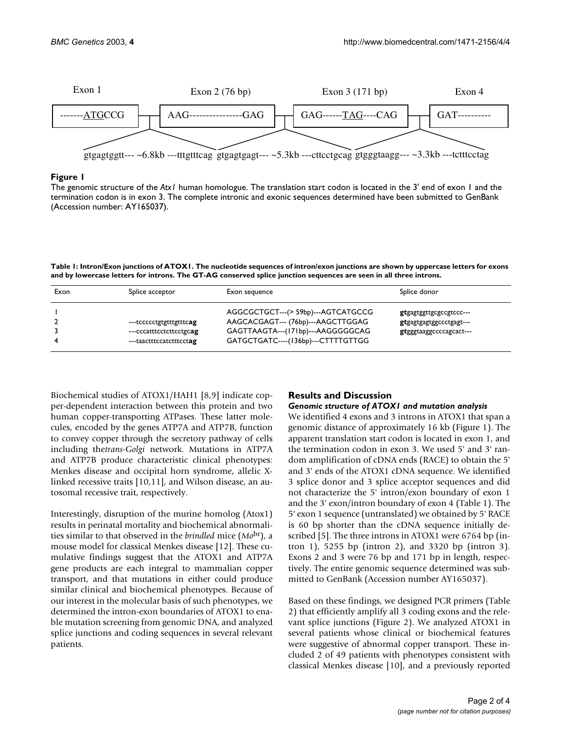Exon 1 | Exon 2 (76 bp) | Exon 3 (171 bp) | Exon 4

-------ATGCCG | AAG----------------GAG | GAG------TAG----CAG | GAT----------

gtgagtggtt--- ~6.8kb ---tttgtttcag gtgagtgagt--- ~5.3kb ---cttcctgcag gtgggtaagg--- ~3.3kb ---tctttcctag

**Figure 1**

The genomic structure of the *Atx1* human homologue. The translation start codon is located in the 3' end of exon 1 and the termination codon is in exon 3. The complete intronic and exonic sequences determined have been submitted to GenBank (Accession number: AY165037).

**Table 1: Intron/Exon junctions of ATOX1. The nucleotide sequences of intron/exon junctions are shown by uppercase letters for exons and by lowercase letters for introns. The GT-AG conserved splice junction sequences are seen in all three introns.**

| Exon | Splice acceptor | Exon sequence | Splice donor |
|---|---|---|---|
| 1 | | AGGCGCTGCT---(> 59bp)---AGTCATGCCG | **gt**gagtggttgcgccgtccc--- |
| 2 | ---tccccctgtgtttgtttc**ag** | AAGCACGAGT--- (76bp)---AAGCTTGGAG | **gt**gagtgagtggccctgagt--- |
| 3 | ---cccatttcctcttcctgc**ag** | GAGTTAAGTA---(171bp)---AAGGGGGCAG | **gt**gggtaaggccccagcact--- |
| 4 | ---taactttccatctttcct**ag** | GATGCTGATC----(136bp)---CTTTTGTTGG | |

Biochemical studies of ATOX1/HAH1 [8,9] indicate copper-dependent interaction between this protein and two human copper-transporting ATPases. These latter molecules, encoded by the genes ATP7A and ATP7B, function to convey copper through the secretory pathway of cells including the *trans-Golgi* network. Mutations in ATP7A and ATP7B produce characteristic clinical phenotypes: Menkes disease and occipital horn syndrome, allelic X-linked recessive traits [10,11], and Wilson disease, an autosomal recessive trait, respectively.

Interestingly, disruption of the murine homolog (Atox1) results in perinatal mortality and biochemical abnormalities similar to that observed in the *brindled* mice (*Mo*[br]), a mouse model for classical Menkes disease [12]. These cumulative findings suggest that the ATOX1 and ATP7A gene products are each integral to mammalian copper transport, and that mutations in either could produce similar clinical and biochemical phenotypes. Because of our interest in the molecular basis of such phenotypes, we determined the intron-exon boundaries of ATOX1 to enable mutation screening from genomic DNA, and analyzed splice junctions and coding sequences in several relevant patients.

## Results and Discussion

### *Genomic structure of ATOX1 and mutation analysis*

We identified 4 exons and 3 introns in ATOX1 that span a genomic distance of approximately 16 kb (Figure 1). The apparent translation start codon is located in exon 1, and the termination codon in exon 3. We used 5' and 3' random amplification of cDNA ends (RACE) to obtain the 5' and 3' ends of the ATOX1 cDNA sequence. We identified 3 splice donor and 3 splice acceptor sequences and did not characterize the 5' intron/exon boundary of exon 1 and the 3' exon/intron boundary of exon 4 (Table 1). The 5' exon 1 sequence (untranslated) we obtained by 5' RACE is 60 bp shorter than the cDNA sequence initially described [5]. The three introns in ATOX1 were 6764 bp (intron 1), 5255 bp (intron 2), and 3320 bp (intron 3). Exons 2 and 3 were 76 bp and 171 bp in length, respectively. The entire genomic sequence determined was submitted to GenBank (Accession number AY165037).

Based on these findings, we designed PCR primers (Table 2) that efficiently amplify all 3 coding exons and the relevant splice junctions (Figure 2). We analyzed ATOX1 in several patients whose clinical or biochemical features were suggestive of abnormal copper transport. These included 2 of 49 patients with phenotypes consistent with classical Menkes disease [10], and a previously reported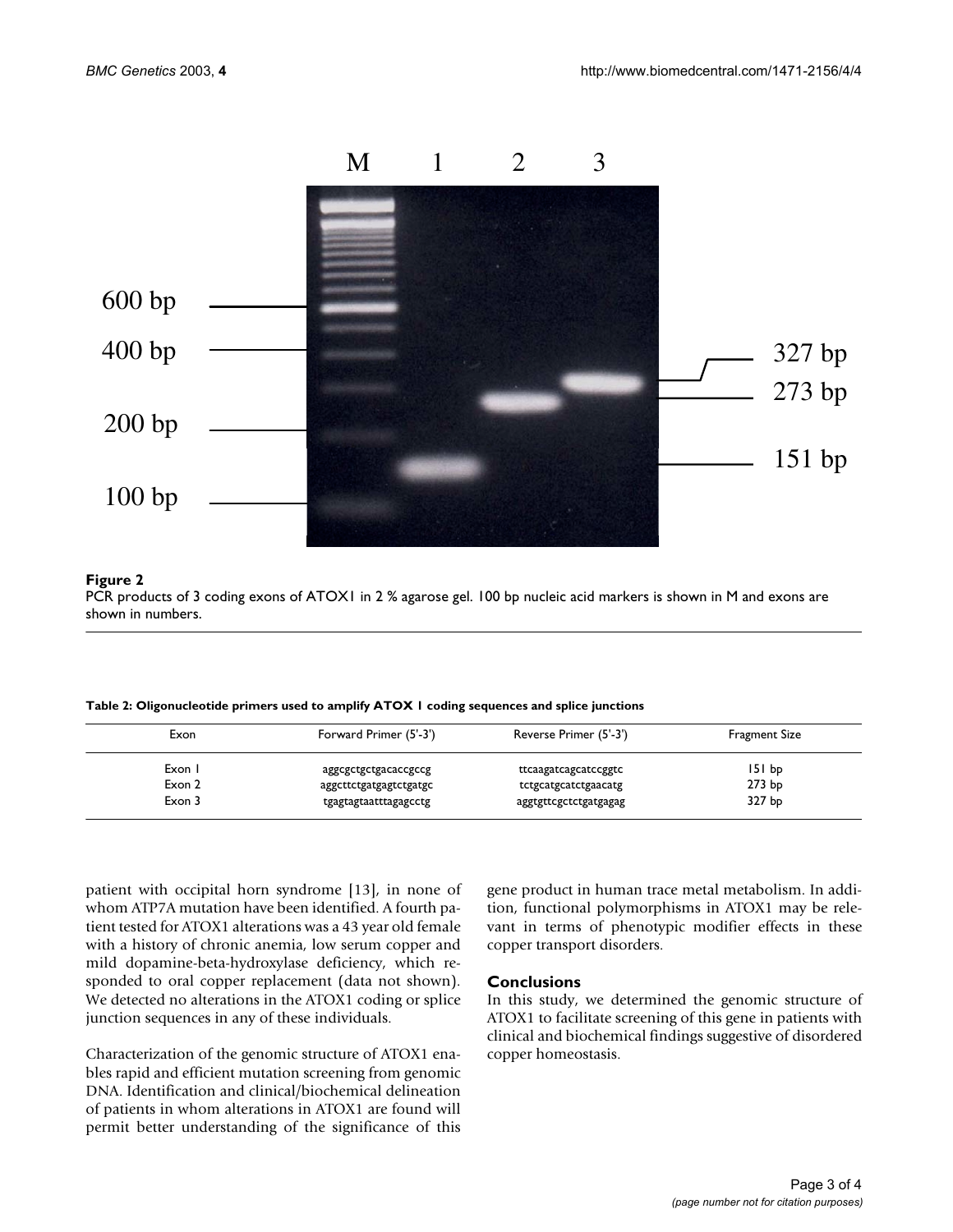**Figure 2**

PCR products of 3 coding exons of ATOX1 in 2 % agarose gel. 100 bp nucleic acid markers is shown in M and exons are shown in numbers.

**Table 2: Oligonucleotide primers used to amplify ATOX 1 coding sequences and splice junctions**

| Exon | Forward Primer (5'-3') | Reverse Primer (5'-3') | Fragment Size |
|---|---|---|---|
| Exon 1 | aggcgctgctgacaccgccg | ttcaagatcagcatccggtc | 151 bp |
| Exon 2 | aggcttctgatgagtctgatgc | tctgcatgcatctgaacatg | 273 bp |
| Exon 3 | tgagtagtaatttagagcctg | aggtgttcgctctgatgagag | 327 bp |

patient with occipital horn syndrome [13], in none of whom ATP7A mutation have been identified. A fourth patient tested for ATOX1 alterations was a 43 year old female with a history of chronic anemia, low serum copper and mild dopamine-beta-hydroxylase deficiency, which responded to oral copper replacement (data not shown). We detected no alterations in the ATOX1 coding or splice junction sequences in any of these individuals.

Characterization of the genomic structure of ATOX1 enables rapid and efficient mutation screening from genomic DNA. Identification and clinical/biochemical delineation of patients in whom alterations in ATOX1 are found will permit better understanding of the significance of this gene product in human trace metal metabolism. In addition, functional polymorphisms in ATOX1 may be relevant in terms of phenotypic modifier effects in these copper transport disorders.

## Conclusions

In this study, we determined the genomic structure of ATOX1 to facilitate screening of this gene in patients with clinical and biochemical findings suggestive of disordered copper homeostasis.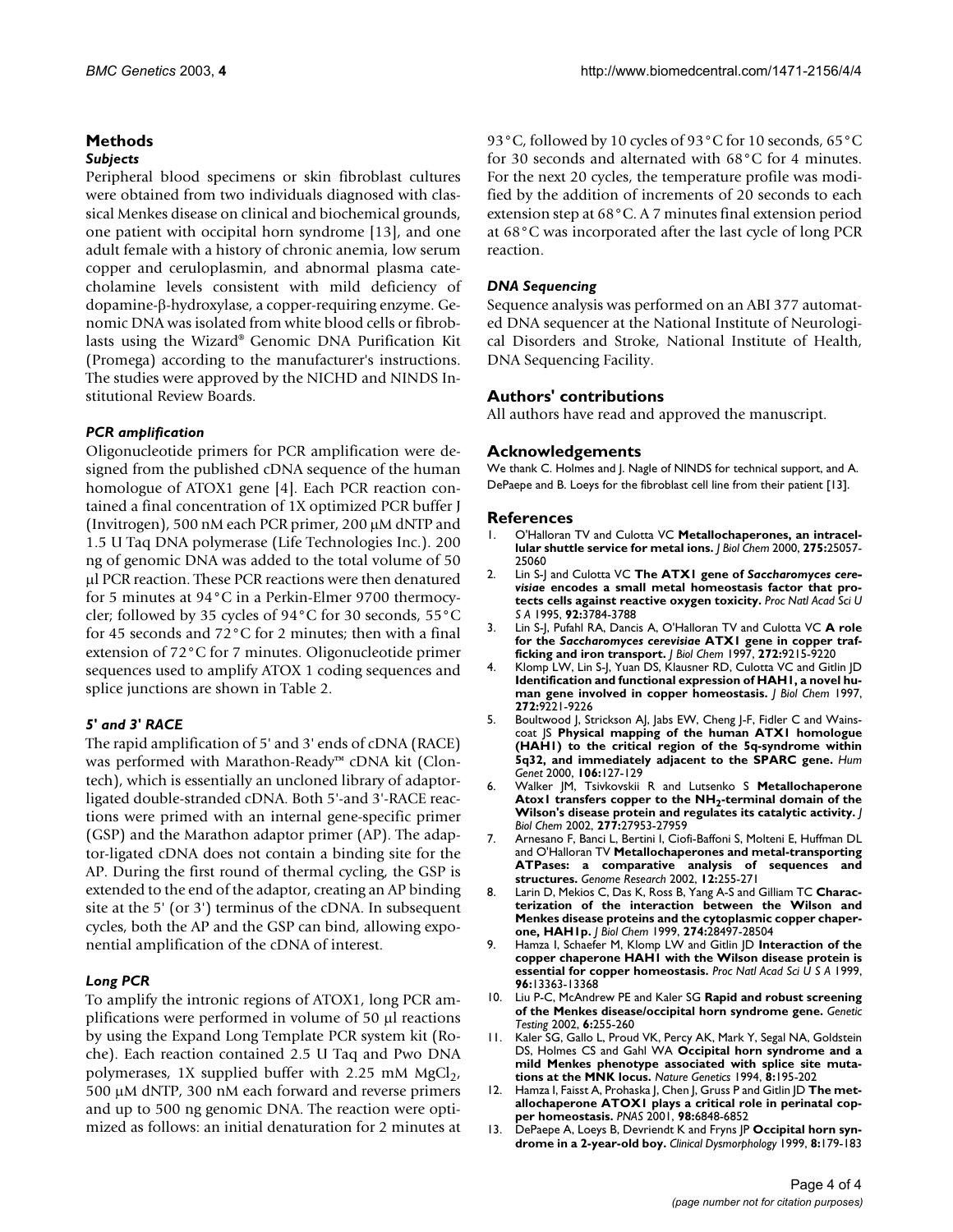## Methods

### *Subjects*

Peripheral blood specimens or skin fibroblast cultures were obtained from two individuals diagnosed with classical Menkes disease on clinical and biochemical grounds, one patient with occipital horn syndrome [13], and one adult female with a history of chronic anemia, low serum copper and ceruloplasmin, and abnormal plasma catecholamine levels consistent with mild deficiency of dopamine-β-hydroxylase, a copper-requiring enzyme. Genomic DNA was isolated from white blood cells or fibroblasts using the Wizard® Genomic DNA Purification Kit (Promega) according to the manufacturer's instructions. The studies were approved by the NICHD and NINDS Institutional Review Boards.

### *PCR amplification*

Oligonucleotide primers for PCR amplification were designed from the published cDNA sequence of the human homologue of ATOX1 gene [4]. Each PCR reaction contained a final concentration of 1X optimized PCR buffer J (Invitrogen), 500 nM each PCR primer, 200 μM dNTP and 1.5 U Taq DNA polymerase (Life Technologies Inc.). 200 ng of genomic DNA was added to the total volume of 50 μl PCR reaction. These PCR reactions were then denatured for 5 minutes at 94°C in a Perkin-Elmer 9700 thermocycler; followed by 35 cycles of 94°C for 30 seconds, 55°C for 45 seconds and 72°C for 2 minutes; then with a final extension of 72°C for 7 minutes. Oligonucleotide primer sequences used to amplify ATOX 1 coding sequences and splice junctions are shown in Table 2.

### *5' and 3' RACE*

The rapid amplification of 5' and 3' ends of cDNA (RACE) was performed with Marathon-Ready™ cDNA kit (Clontech), which is essentially an uncloned library of adaptor-ligated double-stranded cDNA. Both 5'-and 3'-RACE reactions were primed with an internal gene-specific primer (GSP) and the Marathon adaptor primer (AP). The adaptor-ligated cDNA does not contain a binding site for the AP. During the first round of thermal cycling, the GSP is extended to the end of the adaptor, creating an AP binding site at the 5' (or 3') terminus of the cDNA. In subsequent cycles, both the AP and the GSP can bind, allowing exponential amplification of the cDNA of interest.

### *Long PCR*

To amplify the intronic regions of ATOX1, long PCR amplifications were performed in volume of 50 μl reactions by using the Expand Long Template PCR system kit (Roche). Each reaction contained 2.5 U Taq and Pwo DNA polymerases, 1X supplied buffer with 2.25 mM $MgCl_2$, 500 μM dNTP, 300 nM each forward and reverse primers and up to 500 ng genomic DNA. The reaction were optimized as follows: an initial denaturation for 2 minutes at 93°C, followed by 10 cycles of 93°C for 10 seconds, 65°C for 30 seconds and alternated with 68°C for 4 minutes. For the next 20 cycles, the temperature profile was modified by the addition of increments of 20 seconds to each extension step at 68°C. A 7 minutes final extension period at 68°C was incorporated after the last cycle of long PCR reaction.

### *DNA Sequencing*

Sequence analysis was performed on an ABI 377 automated DNA sequencer at the National Institute of Neurological Disorders and Stroke, National Institute of Health, DNA Sequencing Facility.

## Authors' contributions

All authors have read and approved the manuscript.

## Acknowledgements

We thank C. Holmes and J. Nagle of NINDS for technical support, and A. DePaepe and B. Loeys for the fibroblast cell line from their patient [13].

## References

1. O'Halloran TV and Culotta VC **Metallochaperones, an intracellular shuttle service for metal ions.** *J Biol Chem* 2000, **275:**25057-25060
2. Lin S-J and Culotta VC **The ATX1 gene of *Saccharomyces cerevisiae* encodes a small metal homeostasis factor that protects cells against reactive oxygen toxicity.** *Proc Natl Acad Sci U S A* 1995, **92:**3784-3788
3. Lin S-J, Pufahl RA, Dancis A, O'Halloran TV and Culotta VC **A role for the *Saccharomyces cerevisiae* ATX1 gene in copper trafficking and iron transport.** *J Biol Chem* 1997, **272:**9215-9220
4. Klomp LW, Lin S-J, Yuan DS, Klausner RD, Culotta VC and Gitlin JD **Identification and functional expression of HAH1, a novel human gene involved in copper homeostasis.** *J Biol Chem* 1997, **272:**9221-9226
5. Boultwood J, Strickson AJ, Jabs EW, Cheng J-F, Fidler C and Wainscoat JS **Physical mapping of the human ATX1 homologue (HAH1) to the critical region of the 5q-syndrome within 5q32, and immediately adjacent to the SPARC gene.** *Hum Genet* 2000, **106:**127-129
6. Walker JM, Tsivkovskii R and Lutsenko S **Metallochaperone Atox1 transfers copper to the $NH_2$-terminal domain of the Wilson's disease protein and regulates its catalytic activity.** *J Biol Chem* 2002, **277:**27953-27959
7. Arnesano F, Banci L, Bertini I, Ciofi-Baffoni S, Molteni E, Huffman DL and O'Halloran TV **Metallochaperones and metal-transporting ATPases: a comparative analysis of sequences and structures.** *Genome Research* 2002, **12:**255-271
8. Larin D, Mekios C, Das K, Ross B, Yang A-S and Gilliam TC **Characterization of the interaction between the Wilson and Menkes disease proteins and the cytoplasmic copper chaperone, HAH1p.** *J Biol Chem* 1999, **274:**28497-28504
9. Hamza I, Schaefer M, Klomp LW and Gitlin JD **Interaction of the copper chaperone HAH1 with the Wilson disease protein is essential for copper homeostasis.** *Proc Natl Acad Sci U S A* 1999, **96:**13363-13368
10. Liu P-C, McAndrew PE and Kaler SG **Rapid and robust screening of the Menkes disease/occipital horn syndrome gene.** *Genetic Testing* 2002, **6:**255-260
11. Kaler SG, Gallo L, Proud VK, Percy AK, Mark Y, Segal NA, Goldstein DS, Holmes CS and Gahl WA **Occipital horn syndrome and a mild Menkes phenotype associated with splice site mutations at the MNK locus.** *Nature Genetics* 1994, **8:**195-202
12. Hamza I, Faisst A, Prohaska J, Chen J, Gruss P and Gitlin JD **The metallochaperone ATOX1 plays a critical role in perinatal copper homeostasis.** *PNAS* 2001, **98:**6848-6852
13. DePaepe A, Loeys B, Devriendt K and Fryns JP **Occipital horn syndrome in a 2-year-old boy.** *Clinical Dysmorphology* 1999, **8:**179-183